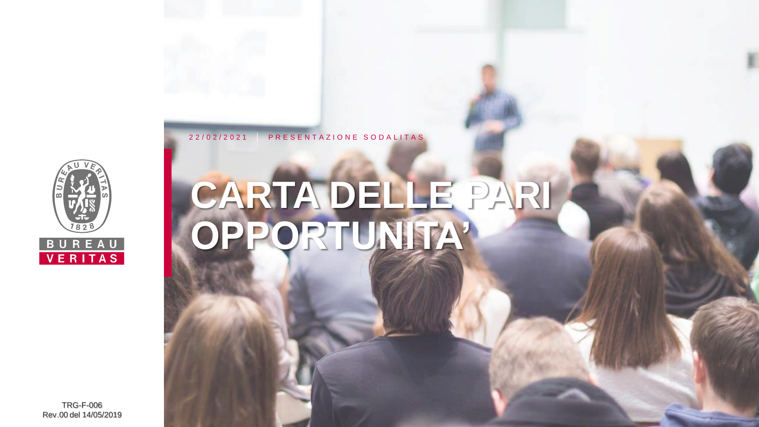22/02/2021 | PRESENTAZIONE SODALITAS

# CARTA DELLE PARI OPPORTUNITA'

BUREAU VERITAS

TRG-F-006
Rev.00 del 14/05/2019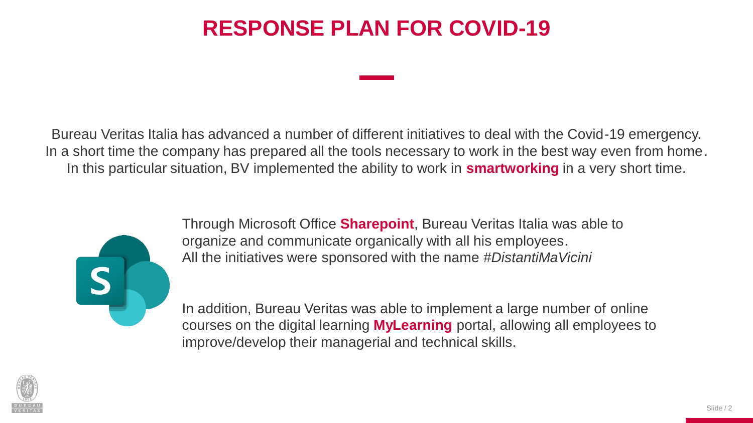# RESPONSE PLAN FOR COVID-19

Bureau Veritas Italia has advanced a number of different initiatives to deal with the Covid-19 emergency. In a short time the company has prepared all the tools necessary to work in the best way even from home. In this particular situation, BV implemented the ability to work in **smartworking** in a very short time.

Through Microsoft Office **Sharepoint**, Bureau Veritas Italia was able to organize and communicate organically with all his employees. All the initiatives were sponsored with the name *#DistantiMaVicini*

In addition, Bureau Veritas was able to implement a large number of online courses on the digital learning **MyLearning** portal, allowing all employees to improve/develop their managerial and technical skills.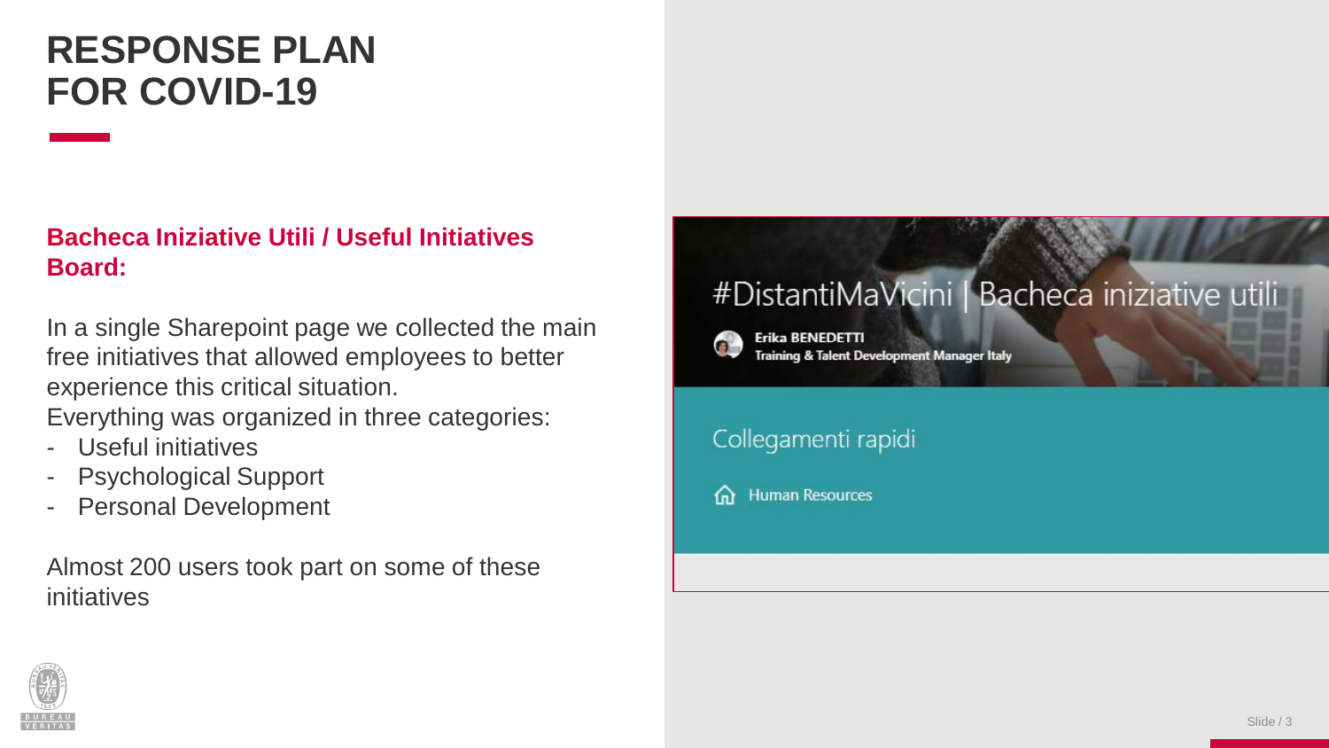# RESPONSE PLAN FOR COVID-19

**Bacheca Iniziative Utili / Useful Initiatives Board:**

In a single Sharepoint page we collected the main free initiatives that allowed employees to better experience this critical situation.
Everything was organized in three categories:

- Useful initiatives
- Psychological Support
- Personal Development

Almost 200 users took part on some of these initiatives

#DistantiMaVicini | Bacheca iniziative utili

**Erika BENEDETTI**
Training & Talent Development Manager Italy

Collegamenti rapidi

Human Resources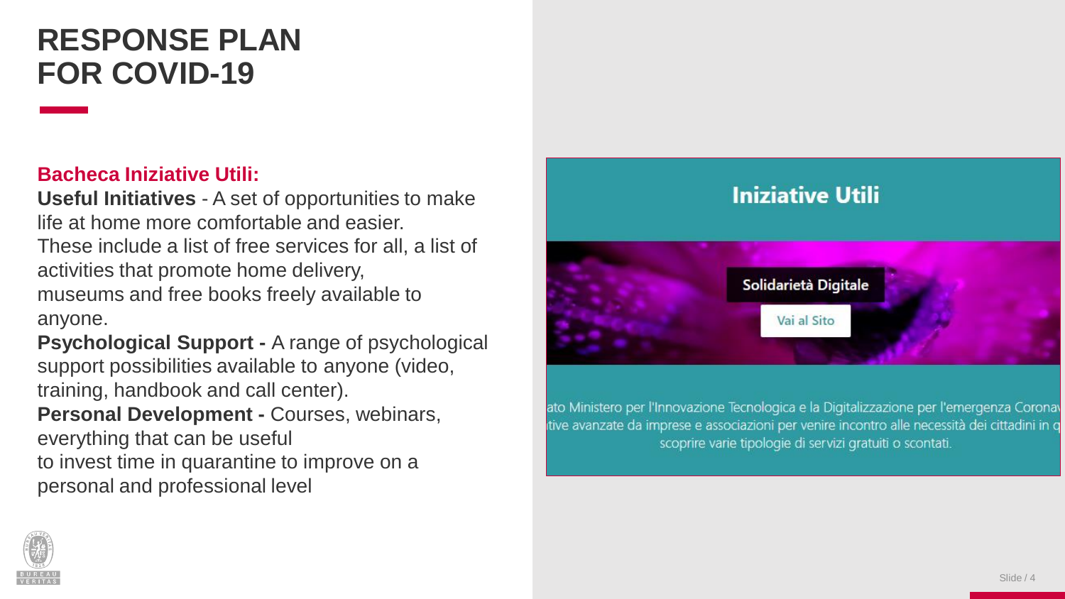# RESPONSE PLAN FOR COVID-19

**Bacheca Iniziative Utili:**

**Useful Initiatives** - A set of opportunities to make life at home more comfortable and easier.
These include a list of free services for all, a list of activities that promote home delivery, museums and free books freely available to anyone.

**Psychological Support -** A range of psychological support possibilities available to anyone (video, training, handbook and call center).

**Personal Development -** Courses, webinars, everything that can be useful to invest time in quarantine to improve on a personal and professional level

## Iniziative Utili

Solidarietà Digitale

Vai al Sito

ato Ministero per l'Innovazione Tecnologica e la Digitalizzazione per l'emergenza Corona
ıtive avanzate da imprese e associazioni per venire incontro alle necessità dei cittadini in q
scoprire varie tipologie di servizi gratuiti o scontati.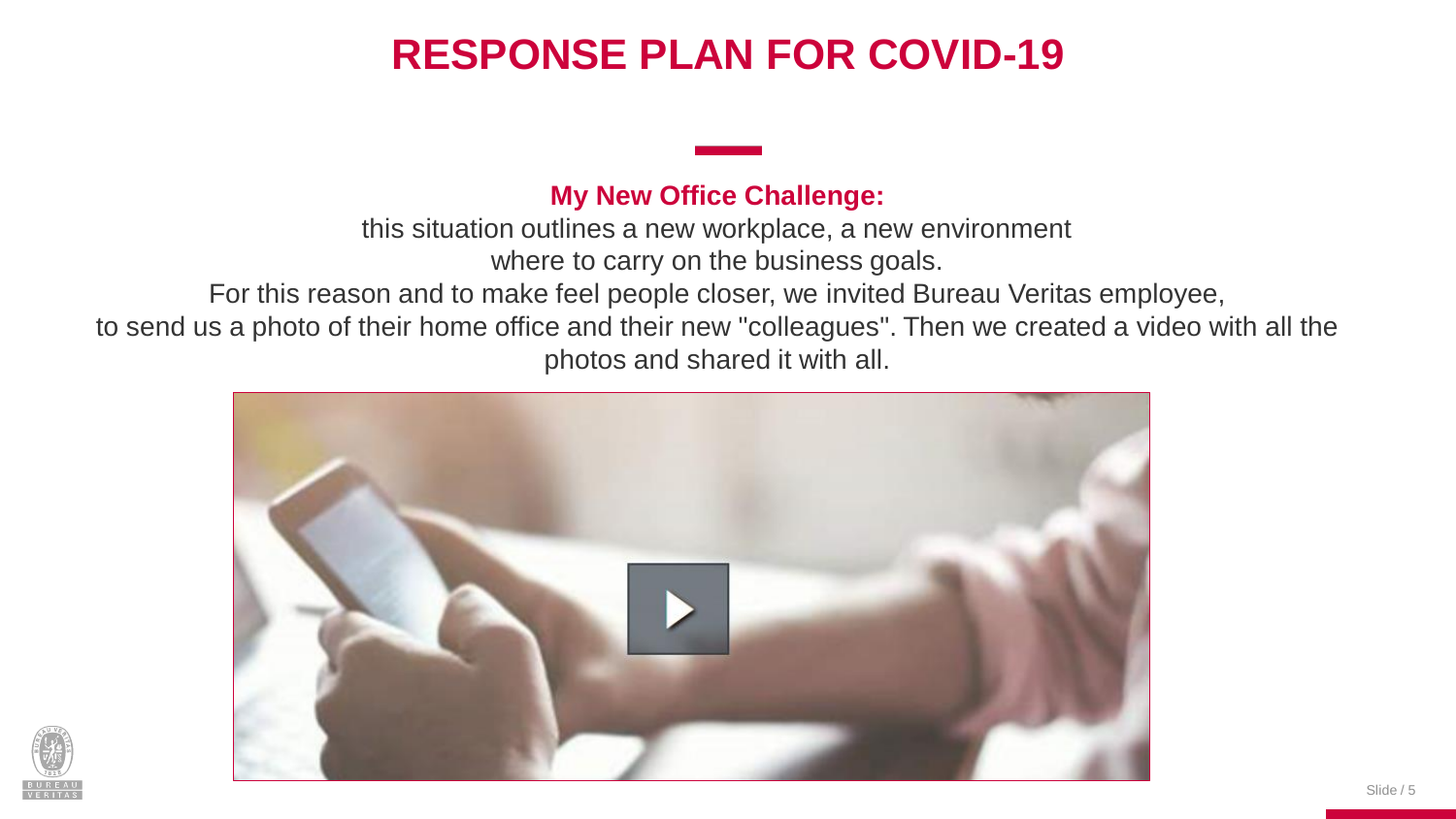# RESPONSE PLAN FOR COVID-19

**My New Office Challenge:**

this situation outlines a new workplace, a new environment where to carry on the business goals.
For this reason and to make feel people closer, we invited Bureau Veritas employee, to send us a photo of their home office and their new "colleagues". Then we created a video with all the photos and shared it with all.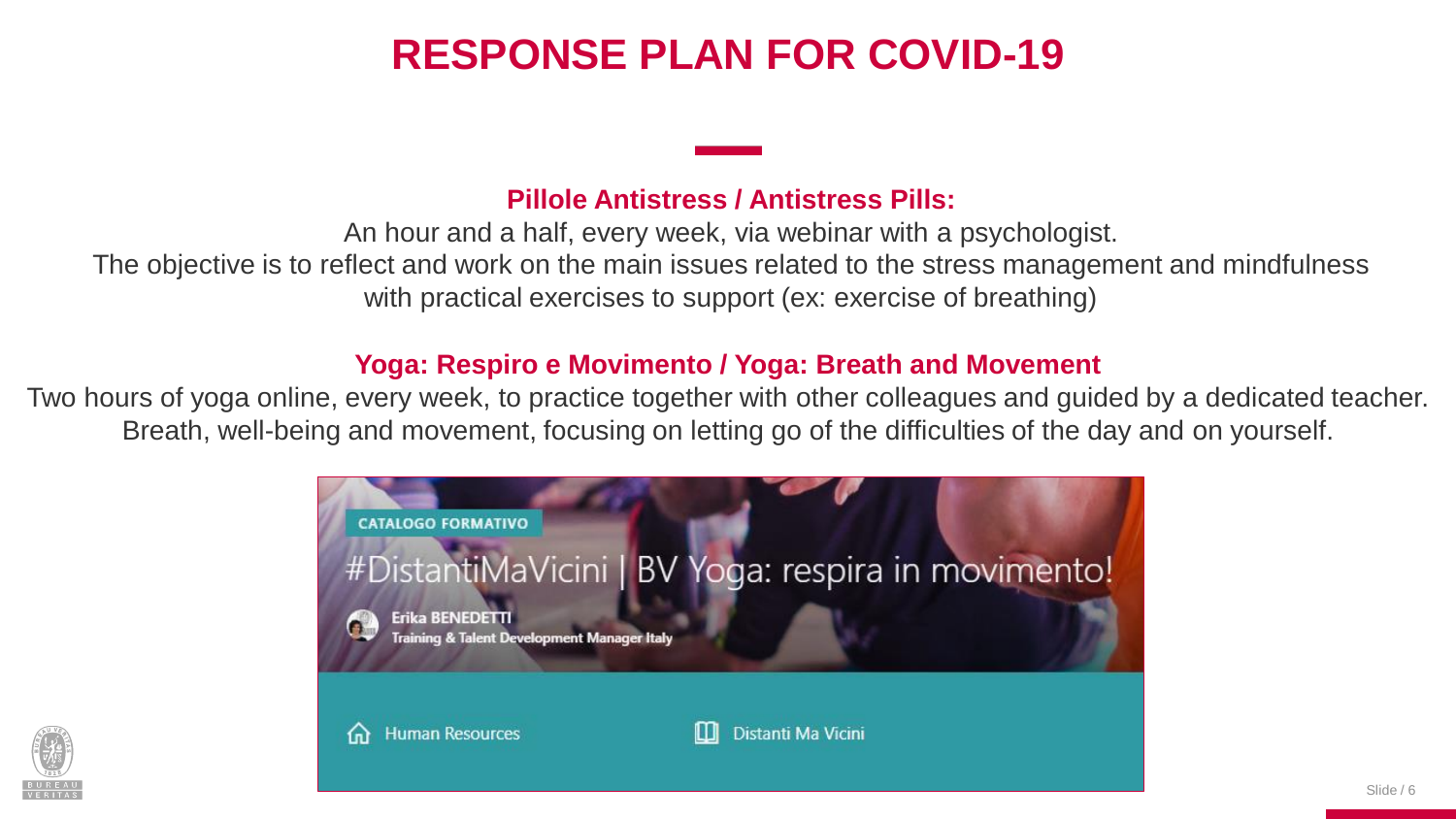# RESPONSE PLAN FOR COVID-19

**Pillole Antistress / Antistress Pills:**

An hour and a half, every week, via webinar with a psychologist.
The objective is to reflect and work on the main issues related to the stress management and mindfulness with practical exercises to support (ex: exercise of breathing)

**Yoga: Respiro e Movimento / Yoga: Breath and Movement**

Two hours of yoga online, every week, to practice together with other colleagues and guided by a dedicated teacher.
Breath, well-being and movement, focusing on letting go of the difficulties of the day and on yourself.

CATALOGO FORMATIVO

#DistantiMaVicini | BV Yoga: respira in movimento!

Erika BENEDETTI
Training & Talent Development Manager Italy

Human Resources

Distanti Ma Vicini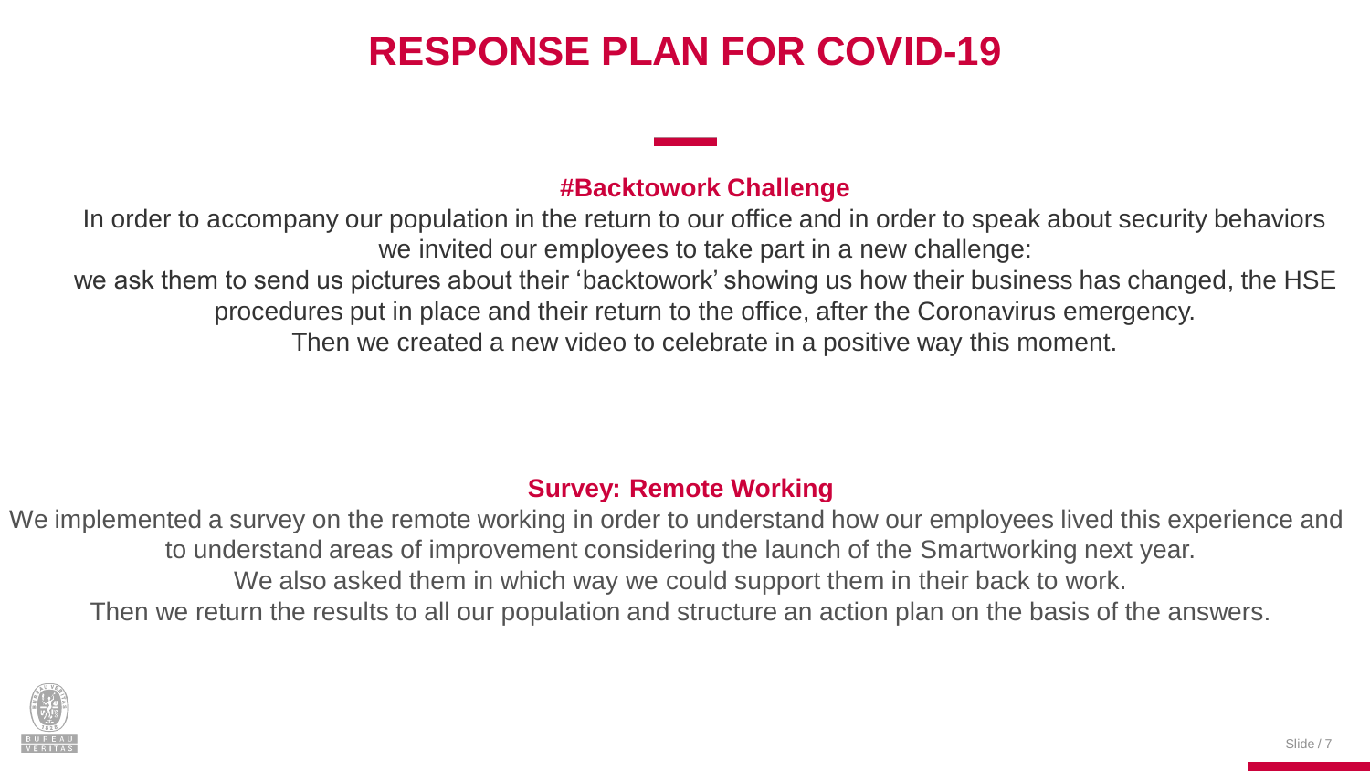# RESPONSE PLAN FOR COVID-19

## #Backtowork Challenge

In order to accompany our population in the return to our office and in order to speak about security behaviors we invited our employees to take part in a new challenge:

we ask them to send us pictures about their 'backtowork' showing us how their business has changed, the HSE procedures put in place and their return to the office, after the Coronavirus emergency.

Then we created a new video to celebrate in a positive way this moment.

## Survey: Remote Working

We implemented a survey on the remote working in order to understand how our employees lived this experience and to understand areas of improvement considering the launch of the Smartworking next year.

We also asked them in which way we could support them in their back to work.

Then we return the results to all our population and structure an action plan on the basis of the answers.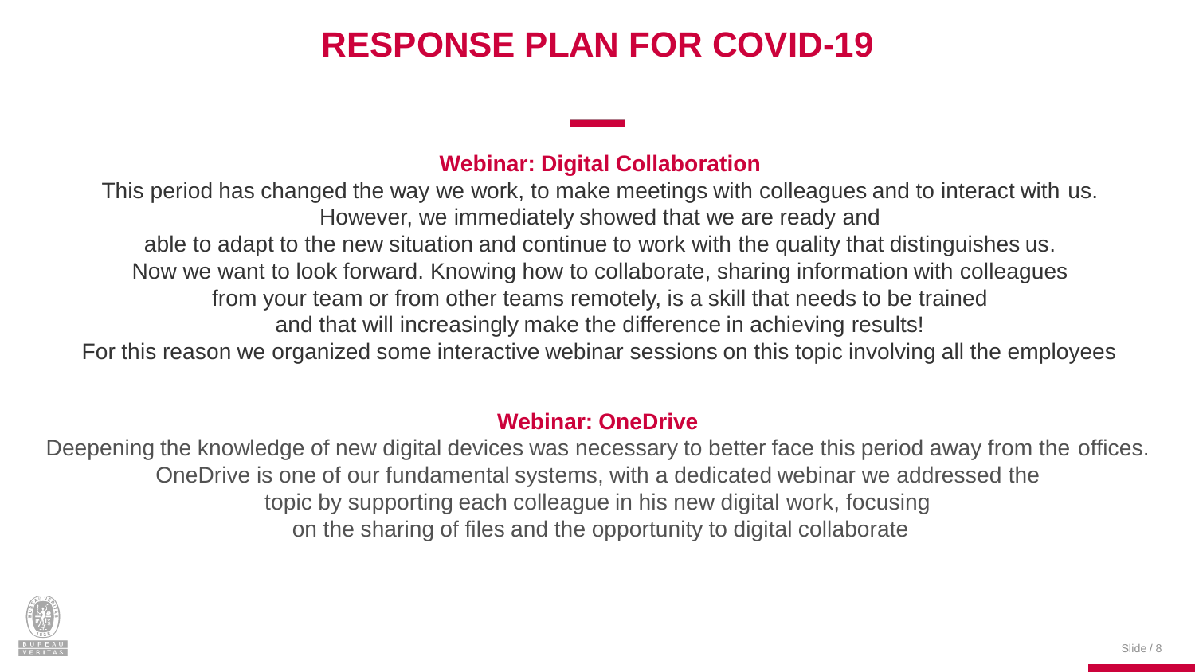# RESPONSE PLAN FOR COVID-19

## Webinar: Digital Collaboration

This period has changed the way we work, to make meetings with colleagues and to interact with us. However, we immediately showed that we are ready and able to adapt to the new situation and continue to work with the quality that distinguishes us. Now we want to look forward. Knowing how to collaborate, sharing information with colleagues from your team or from other teams remotely, is a skill that needs to be trained and that will increasingly make the difference in achieving results! For this reason we organized some interactive webinar sessions on this topic involving all the employees

## Webinar: OneDrive

Deepening the knowledge of new digital devices was necessary to better face this period away from the offices. OneDrive is one of our fundamental systems, with a dedicated webinar we addressed the topic by supporting each colleague in his new digital work, focusing on the sharing of files and the opportunity to digital collaborate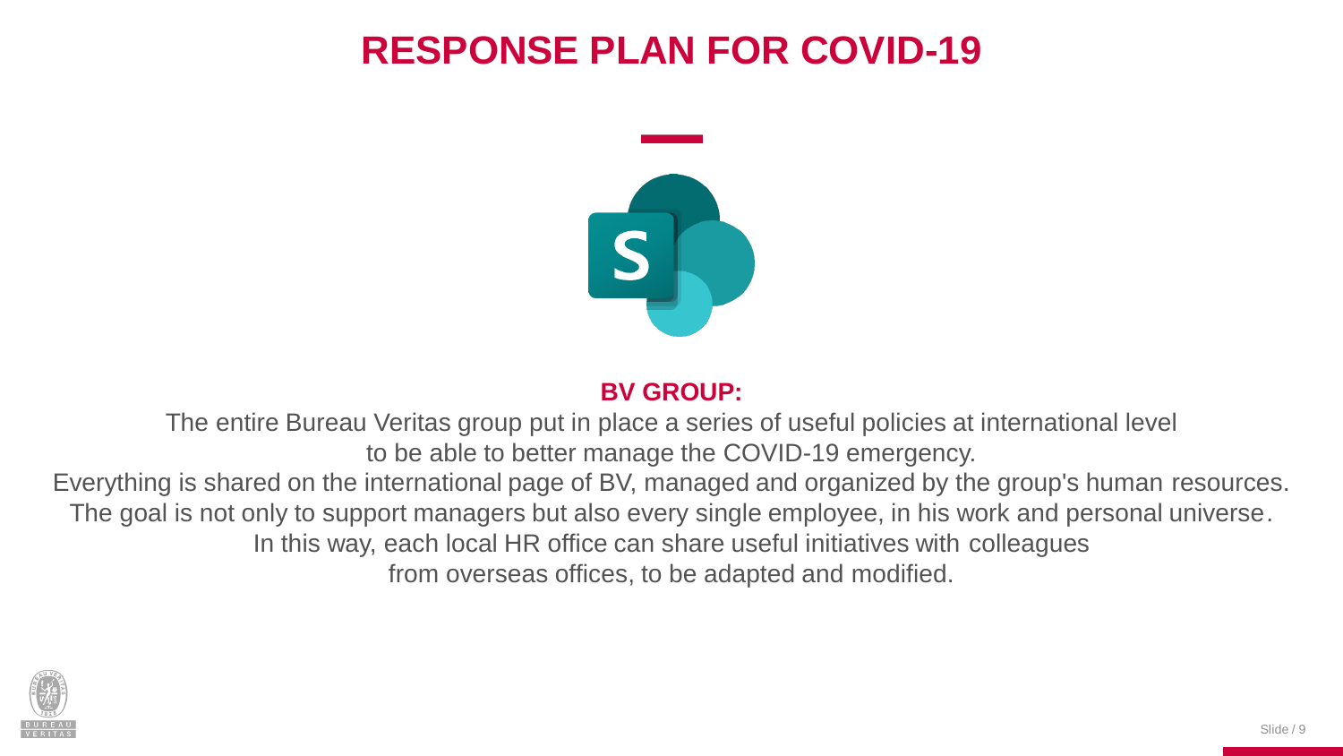# RESPONSE PLAN FOR COVID-19

**BV GROUP:**

The entire Bureau Veritas group put in place a series of useful policies at international level to be able to better manage the COVID-19 emergency.
Everything is shared on the international page of BV, managed and organized by the group's human resources.
The goal is not only to support managers but also every single employee, in his work and personal universe.
In this way, each local HR office can share useful initiatives with colleagues from overseas offices, to be adapted and modified.